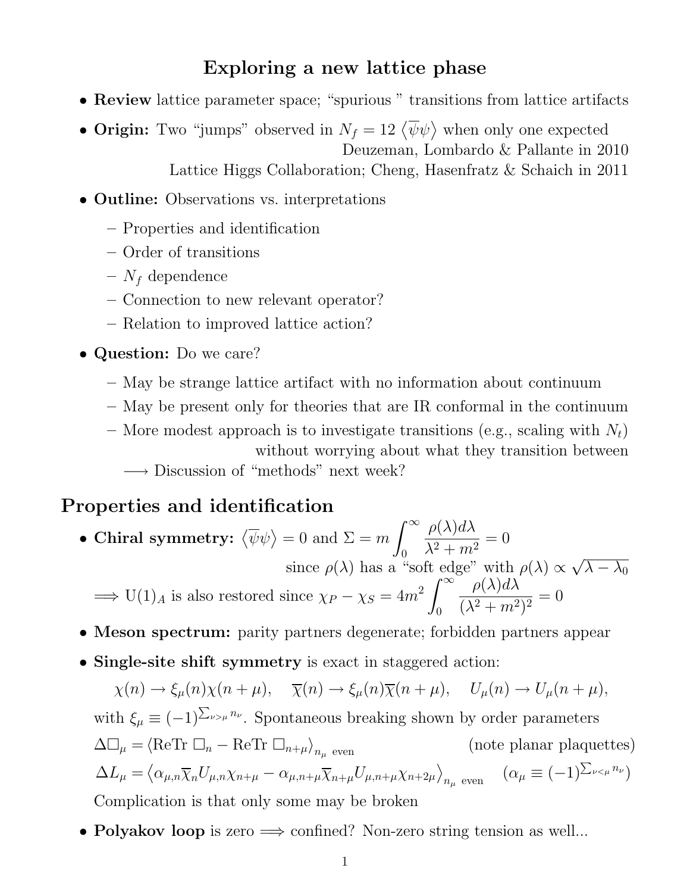# Exploring a new lattice phase

- **Review** lattice parameter space; "spurious " transitions from lattice artifacts
- **Origin:** Two "jumps" observed in $N_f = 12$ $\langle\overline{\psi}\psi\rangle$ when only one expected
  Deuzeman, Lombardo & Pallante in 2010
  Lattice Higgs Collaboration; Cheng, Hasenfratz & Schaich in 2011
- **Outline:** Observations vs. interpretations
  - Properties and identification
  - Order of transitions
  - $N_f$ dependence
  - Connection to new relevant operator?
  - Relation to improved lattice action?
- **Question:** Do we care?
  - May be strange lattice artifact with no information about continuum
  - May be present only for theories that are IR conformal in the continuum
  - More modest approach is to investigate transitions (e.g., scaling with $N_t$) without worrying about what they transition between
  
  $\longrightarrow$ Discussion of "methods" next week?

## Properties and identification

- **Chiral symmetry:** $\langle\overline{\psi}\psi\rangle = 0$ and $\Sigma = m \int_0^\infty \frac{\rho(\lambda)d\lambda}{\lambda^2 + m^2} = 0$
  since $\rho(\lambda)$ has a "soft edge" with $\rho(\lambda) \propto \sqrt{\lambda - \lambda_0}$
  
  $\Longrightarrow$ U(1)$_A$ is also restored since $\chi_P - \chi_S = 4m^2 \int_0^\infty \frac{\rho(\lambda)d\lambda}{(\lambda^2 + m^2)^2} = 0$
- **Meson spectrum:** parity partners degenerate; forbidden partners appear
- **Single-site shift symmetry** is exact in staggered action:
  $$\chi(n) \to \xi_\mu(n)\chi(n+\mu), \quad \overline{\chi}(n) \to \xi_\mu(n)\overline{\chi}(n+\mu), \quad U_\mu(n) \to U_\mu(n+\mu),$$
  with $\xi_\mu \equiv (-1)^{\sum_{\nu>\mu} n_\nu}$. Spontaneous breaking shown by order parameters
  
  $\Delta\Box_\mu = \langle \text{ReTr } \Box_n - \text{ReTr } \Box_{n+\mu}\rangle_{n_\mu \text{ even}}$ (note planar plaquettes)
  
  $\Delta L_\mu = \left\langle \alpha_{\mu,n}\overline{\chi}_n U_{\mu,n}\chi_{n+\mu} - \alpha_{\mu,n+\mu}\overline{\chi}_{n+\mu}U_{\mu,n+\mu}\chi_{n+2\mu}\right\rangle_{n_\mu \text{ even}}$ $\quad (\alpha_\mu \equiv (-1)^{\sum_{\nu<\mu} n_\nu})$
  
  Complication is that only some may be broken
- **Polyakov loop** is zero $\Longrightarrow$ confined? Non-zero string tension as well...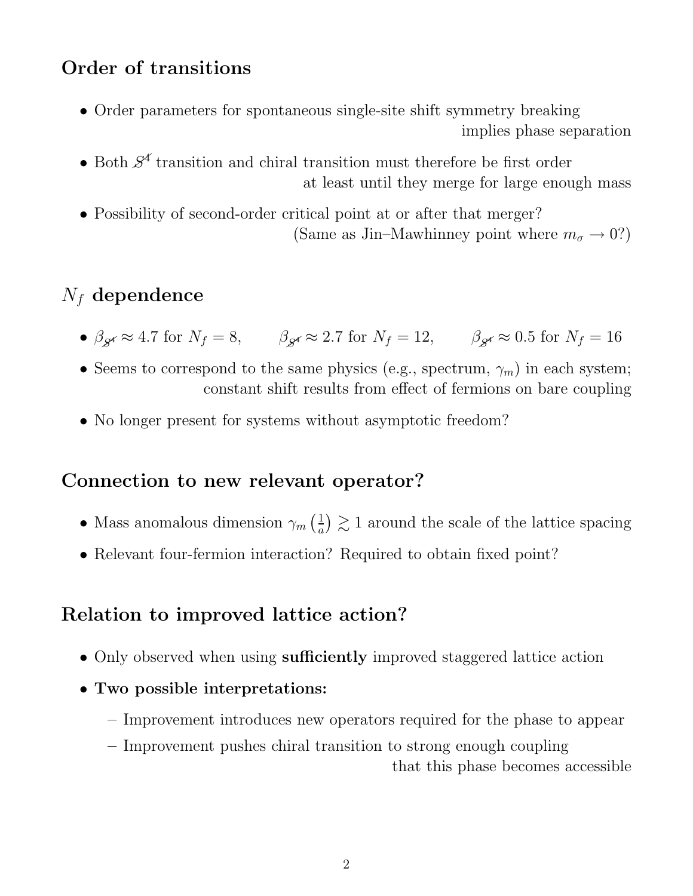## Order of transitions

- Order parameters for spontaneous single-site shift symmetry breaking implies phase separation
- Both $\mathcal{S}^4$ transition and chiral transition must therefore be first order at least until they merge for large enough mass
- Possibility of second-order critical point at or after that merger? (Same as Jin–Mawhinney point where $m_\sigma \to 0$?)

## $N_f$ dependence

- $\beta_{\mathcal{S}^4} \approx 4.7$ for $N_f = 8$, $\beta_{\mathcal{S}^4} \approx 2.7$ for $N_f = 12$, $\beta_{\mathcal{S}^4} \approx 0.5$ for $N_f = 16$
- Seems to correspond to the same physics (e.g., spectrum, $\gamma_m$) in each system; constant shift results from effect of fermions on bare coupling
- No longer present for systems without asymptotic freedom?

## Connection to new relevant operator?

- Mass anomalous dimension $\gamma_m\left(\frac{1}{a}\right) \gtrsim 1$ around the scale of the lattice spacing
- Relevant four-fermion interaction? Required to obtain fixed point?

## Relation to improved lattice action?

- Only observed when using **sufficiently** improved staggered lattice action
- **Two possible interpretations:**
  - Improvement introduces new operators required for the phase to appear
  - Improvement pushes chiral transition to strong enough coupling that this phase becomes accessible